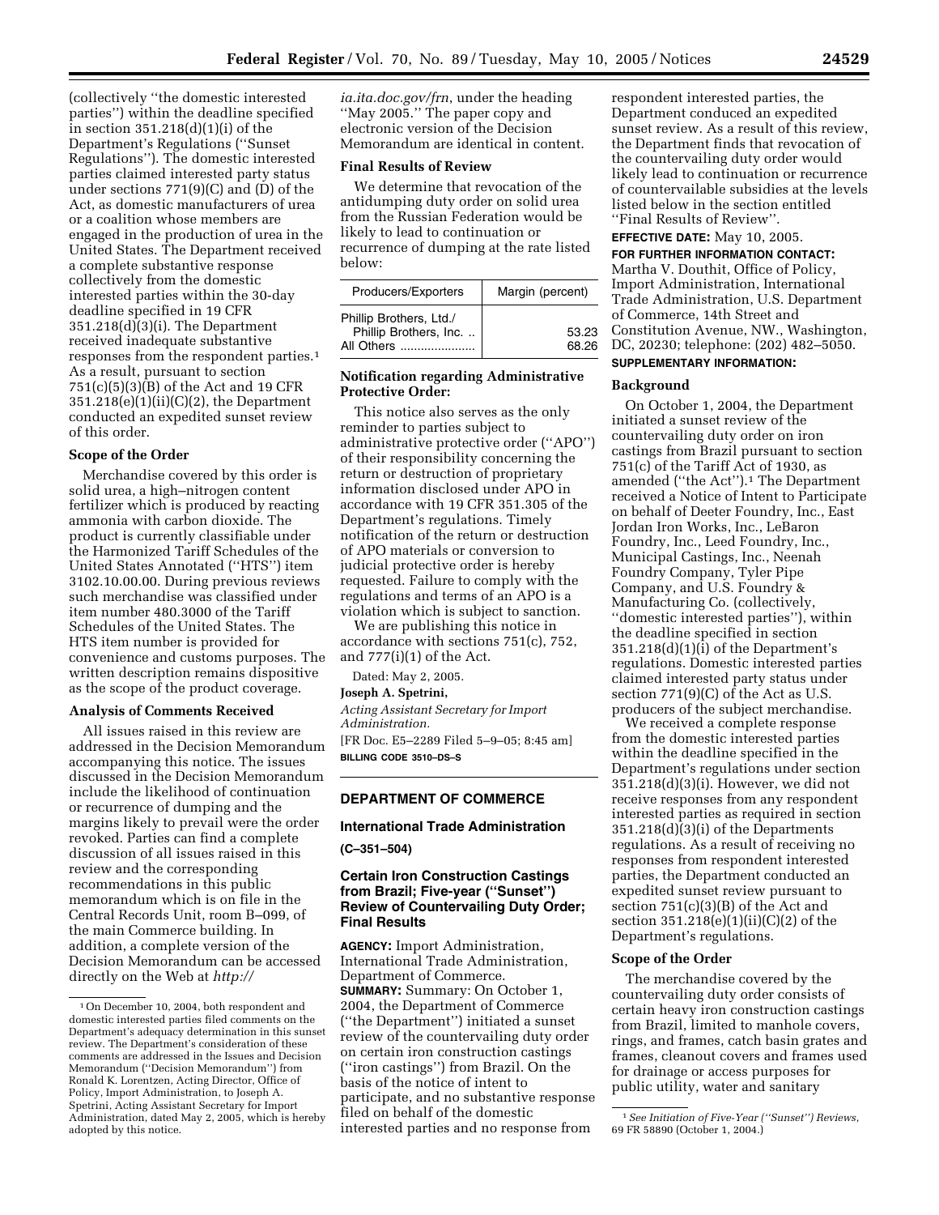(collectively ''the domestic interested parties'') within the deadline specified in section 351.218(d)(1)(i) of the Department's Regulations (''Sunset Regulations''). The domestic interested parties claimed interested party status under sections 771(9)(C) and (D) of the Act, as domestic manufacturers of urea or a coalition whose members are engaged in the production of urea in the United States. The Department received a complete substantive response collectively from the domestic interested parties within the 30-day deadline specified in 19 CFR 351.218(d)(3)(i). The Department received inadequate substantive responses from the respondent parties.[1] As a result, pursuant to section 751(c)(5)(3)(B) of the Act and 19 CFR 351.218(e)(1)(ii)(C)(2), the Department conducted an expedited sunset review of this order.

### Scope of the Order

Merchandise covered by this order is solid urea, a high–nitrogen content fertilizer which is produced by reacting ammonia with carbon dioxide. The product is currently classifiable under the Harmonized Tariff Schedules of the United States Annotated (''HTS'') item 3102.10.00.00. During previous reviews such merchandise was classified under item number 480.3000 of the Tariff Schedules of the United States. The HTS item number is provided for convenience and customs purposes. The written description remains dispositive as the scope of the product coverage.

### Analysis of Comments Received

All issues raised in this review are addressed in the Decision Memorandum accompanying this notice. The issues discussed in the Decision Memorandum include the likelihood of continuation or recurrence of dumping and the margins likely to prevail were the order revoked. Parties can find a complete discussion of all issues raised in this review and the corresponding recommendations in this public memorandum which is on file in the Central Records Unit, room B–099, of the main Commerce building. In addition, a complete version of the Decision Memorandum can be accessed directly on the Web at *http://ia.ita.doc.gov/frn*, under the heading ''May 2005.'' The paper copy and electronic version of the Decision Memorandum are identical in content.

### Final Results of Review

We determine that revocation of the antidumping duty order on solid urea from the Russian Federation would be likely to lead to continuation or recurrence of dumping at the rate listed below:

| Producers/Exporters | Margin (percent) |
|---|---|
| Phillip Brothers, Ltd./ Phillip Brothers, Inc. .. | 53.23 |
| All Others ..................... | 68.26 |

### Notification regarding Administrative Protective Order:

This notice also serves as the only reminder to parties subject to administrative protective order (''APO'') of their responsibility concerning the return or destruction of proprietary information disclosed under APO in accordance with 19 CFR 351.305 of the Department's regulations. Timely notification of the return or destruction of APO materials or conversion to judicial protective order is hereby requested. Failure to comply with the regulations and terms of an APO is a violation which is subject to sanction.

We are publishing this notice in accordance with sections 751(c), 752, and 777(i)(1) of the Act.

Dated: May 2, 2005.

**Joseph A. Spetrini,**

*Acting Assistant Secretary for Import Administration.*

[FR Doc. E5–2289 Filed 5–9–05; 8:45 am]

**BILLING CODE 3510–DS–S**

[1] On December 10, 2004, both respondent and domestic interested parties filed comments on the Department's adequacy determination in this sunset review. The Department's consideration of these comments are addressed in the Issues and Decision Memorandum (''Decision Memorandum'') from Ronald K. Lorentzen, Acting Director, Office of Policy, Import Administration, to Joseph A. Spetrini, Acting Assistant Secretary for Import Administration, dated May 2, 2005, which is hereby adopted by this notice.

---

## DEPARTMENT OF COMMERCE

## International Trade Administration

**(C–351–504)**

## Certain Iron Construction Castings from Brazil; Five-year (''Sunset'') Review of Countervailing Duty Order; Final Results

**AGENCY:** Import Administration, International Trade Administration, Department of Commerce.

**SUMMARY:** Summary: On October 1, 2004, the Department of Commerce (''the Department'') initiated a sunset review of the countervailing duty order on certain iron construction castings (''iron castings'') from Brazil. On the basis of the notice of intent to participate, and no substantive response filed on behalf of the domestic interested parties and no response from respondent interested parties, the Department conduced an expedited sunset review. As a result of this review, the Department finds that revocation of the countervailing duty order would likely lead to continuation or recurrence of countervailable subsidies at the levels listed below in the section entitled ''Final Results of Review''.

**EFFECTIVE DATE:** May 10, 2005.

**FOR FURTHER INFORMATION CONTACT:** Martha V. Douthit, Office of Policy, Import Administration, International Trade Administration, U.S. Department of Commerce, 14th Street and Constitution Avenue, NW., Washington, DC, 20230; telephone: (202) 482–5050.

**SUPPLEMENTARY INFORMATION:**

### Background

On October 1, 2004, the Department initiated a sunset review of the countervailing duty order on iron castings from Brazil pursuant to section 751(c) of the Tariff Act of 1930, as amended (''the Act'').[1] The Department received a Notice of Intent to Participate on behalf of Deeter Foundry, Inc., East Jordan Iron Works, Inc., LeBaron Foundry, Inc., Leed Foundry, Inc., Municipal Castings, Inc., Neenah Foundry Company, Tyler Pipe Company, and U.S. Foundry & Manufacturing Co. (collectively, ''domestic interested parties''), within the deadline specified in section 351.218(d)(1)(i) of the Department's regulations. Domestic interested parties claimed interested party status under section 771(9)(C) of the Act as U.S. producers of the subject merchandise.

We received a complete response from the domestic interested parties within the deadline specified in the Department's regulations under section 351.218(d)(3)(i). However, we did not receive responses from any respondent interested parties as required in section 351.218(d)(3)(i) of the Departments regulations. As a result of receiving no responses from respondent interested parties, the Department conducted an expedited sunset review pursuant to section 751(c)(3)(B) of the Act and section 351.218(e)(1)(ii)(C)(2) of the Department's regulations.

### Scope of the Order

The merchandise covered by the countervailing duty order consists of certain heavy iron construction castings from Brazil, limited to manhole covers, rings, and frames, catch basin grates and frames, cleanout covers and frames used for drainage or access purposes for public utility, water and sanitary

[1] *See Initiation of Five-Year (''Sunset'') Reviews*, 69 FR 58890 (October 1, 2004.)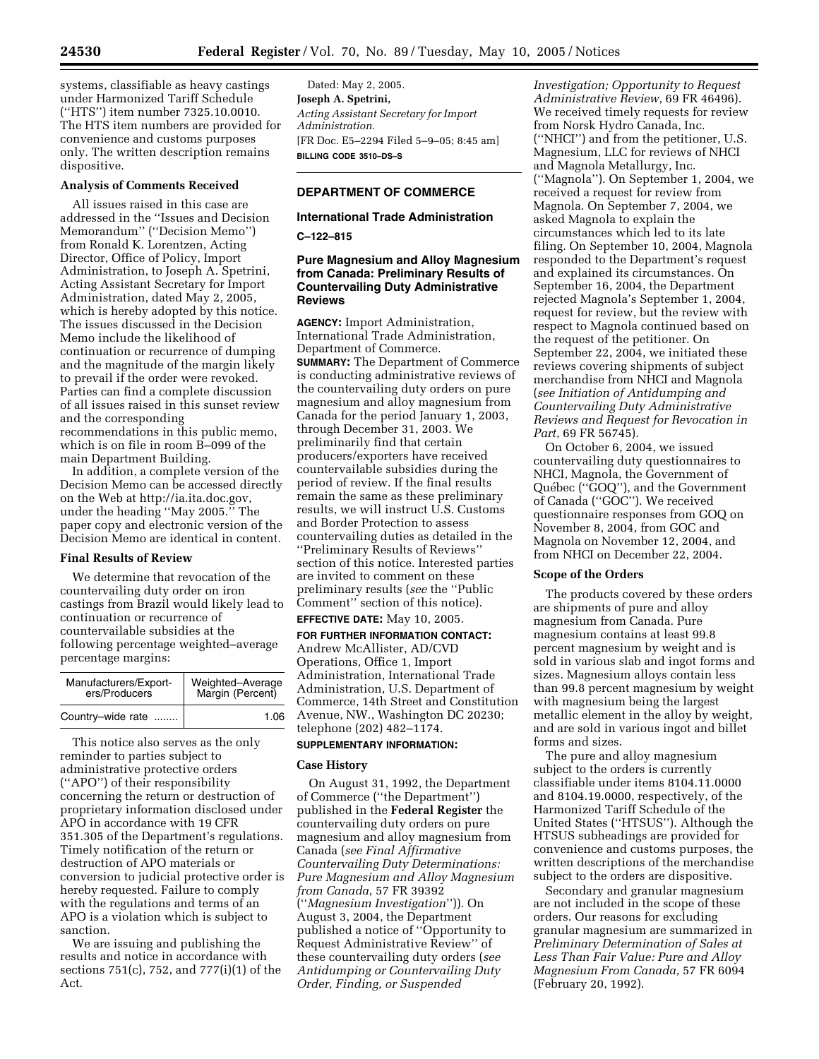systems, classifiable as heavy castings under Harmonized Tariff Schedule (''HTS'') item number 7325.10.0010. The HTS item numbers are provided for convenience and customs purposes only. The written description remains dispositive.

**Analysis of Comments Received**

All issues raised in this case are addressed in the ''Issues and Decision Memorandum'' (''Decision Memo'') from Ronald K. Lorentzen, Acting Director, Office of Policy, Import Administration, to Joseph A. Spetrini, Acting Assistant Secretary for Import Administration, dated May 2, 2005, which is hereby adopted by this notice. The issues discussed in the Decision Memo include the likelihood of continuation or recurrence of dumping and the magnitude of the margin likely to prevail if the order were revoked. Parties can find a complete discussion of all issues raised in this sunset review and the corresponding recommendations in this public memo, which is on file in room B–099 of the main Department Building.

In addition, a complete version of the Decision Memo can be accessed directly on the Web at http://ia.ita.doc.gov, under the heading ''May 2005.'' The paper copy and electronic version of the Decision Memo are identical in content.

**Final Results of Review**

We determine that revocation of the countervailing duty order on iron castings from Brazil would likely lead to continuation or recurrence of countervailable subsidies at the following percentage weighted–average percentage margins:

| Manufacturers/Exporters/Producers | Weighted–Average Margin (Percent) |
|---|---|
| Country–wide rate ........ | 1.06 |

This notice also serves as the only reminder to parties subject to administrative protective orders (''APO'') of their responsibility concerning the return or destruction of proprietary information disclosed under APO in accordance with 19 CFR 351.305 of the Department's regulations. Timely notification of the return or destruction of APO materials or conversion to judicial protective order is hereby requested. Failure to comply with the regulations and terms of an APO is a violation which is subject to sanction.

We are issuing and publishing the results and notice in accordance with sections 751(c), 752, and 777(i)(1) of the Act.

Dated: May 2, 2005.

**Joseph A. Spetrini,**

*Acting Assistant Secretary for Import Administration.*

[FR Doc. E5–2294 Filed 5–9–05; 8:45 am]

**BILLING CODE 3510–DS–S**

---

## DEPARTMENT OF COMMERCE

### International Trade Administration

**C–122–815**

### Pure Magnesium and Alloy Magnesium from Canada: Preliminary Results of Countervailing Duty Administrative Reviews

**AGENCY:** Import Administration, International Trade Administration, Department of Commerce.

**SUMMARY:** The Department of Commerce is conducting administrative reviews of the countervailing duty orders on pure magnesium and alloy magnesium from Canada for the period January 1, 2003, through December 31, 2003. We preliminarily find that certain producers/exporters have received countervailable subsidies during the period of review. If the final results remain the same as these preliminary results, we will instruct U.S. Customs and Border Protection to assess countervailing duties as detailed in the ''Preliminary Results of Reviews'' section of this notice. Interested parties are invited to comment on these preliminary results (*see* the ''Public Comment'' section of this notice).

**EFFECTIVE DATE:** May 10, 2005.

**FOR FURTHER INFORMATION CONTACT:** Andrew McAllister, AD/CVD Operations, Office 1, Import Administration, International Trade Administration, U.S. Department of Commerce, 14th Street and Constitution Avenue, NW., Washington DC 20230; telephone (202) 482–1174.

**SUPPLEMENTARY INFORMATION:**

**Case History**

On August 31, 1992, the Department of Commerce (''the Department'') published in the **Federal Register** the countervailing duty orders on pure magnesium and alloy magnesium from Canada (*see Final Affirmative Countervailing Duty Determinations: Pure Magnesium and Alloy Magnesium from Canada*, 57 FR 39392 (''*Magnesium Investigation*'')). On August 3, 2004, the Department published a notice of ''Opportunity to Request Administrative Review'' of these countervailing duty orders (*see Antidumping or Countervailing Duty Order, Finding, or Suspended Investigation; Opportunity to Request Administrative Review*, 69 FR 46496). We received timely requests for review from Norsk Hydro Canada, Inc. (''NHCI'') and from the petitioner, U.S. Magnesium, LLC for reviews of NHCI and Magnola Metallurgy, Inc. (''Magnola''). On September 1, 2004, we received a request for review from Magnola. On September 7, 2004, we asked Magnola to explain the circumstances which led to its late filing. On September 10, 2004, Magnola responded to the Department's request and explained its circumstances. On September 16, 2004, the Department rejected Magnola's September 1, 2004, request for review, but the review with respect to Magnola continued based on the request of the petitioner. On September 22, 2004, we initiated these reviews covering shipments of subject merchandise from NHCI and Magnola (*see Initiation of Antidumping and Countervailing Duty Administrative Reviews and Request for Revocation in Part*, 69 FR 56745).

On October 6, 2004, we issued countervailing duty questionnaires to NHCI, Magnola, the Government of Québec (''GOQ''), and the Government of Canada (''GOC''). We received questionnaire responses from GOQ on November 8, 2004, from GOC and Magnola on November 12, 2004, and from NHCI on December 22, 2004.

**Scope of the Orders**

The products covered by these orders are shipments of pure and alloy magnesium from Canada. Pure magnesium contains at least 99.8 percent magnesium by weight and is sold in various slab and ingot forms and sizes. Magnesium alloys contain less than 99.8 percent magnesium by weight with magnesium being the largest metallic element in the alloy by weight, and are sold in various ingot and billet forms and sizes.

The pure and alloy magnesium subject to the orders is currently classifiable under items 8104.11.0000 and 8104.19.0000, respectively, of the Harmonized Tariff Schedule of the United States (''HTSUS''). Although the HTSUS subheadings are provided for convenience and customs purposes, the written descriptions of the merchandise subject to the orders are dispositive.

Secondary and granular magnesium are not included in the scope of these orders. Our reasons for excluding granular magnesium are summarized in *Preliminary Determination of Sales at Less Than Fair Value: Pure and Alloy Magnesium From Canada*, 57 FR 6094 (February 20, 1992).